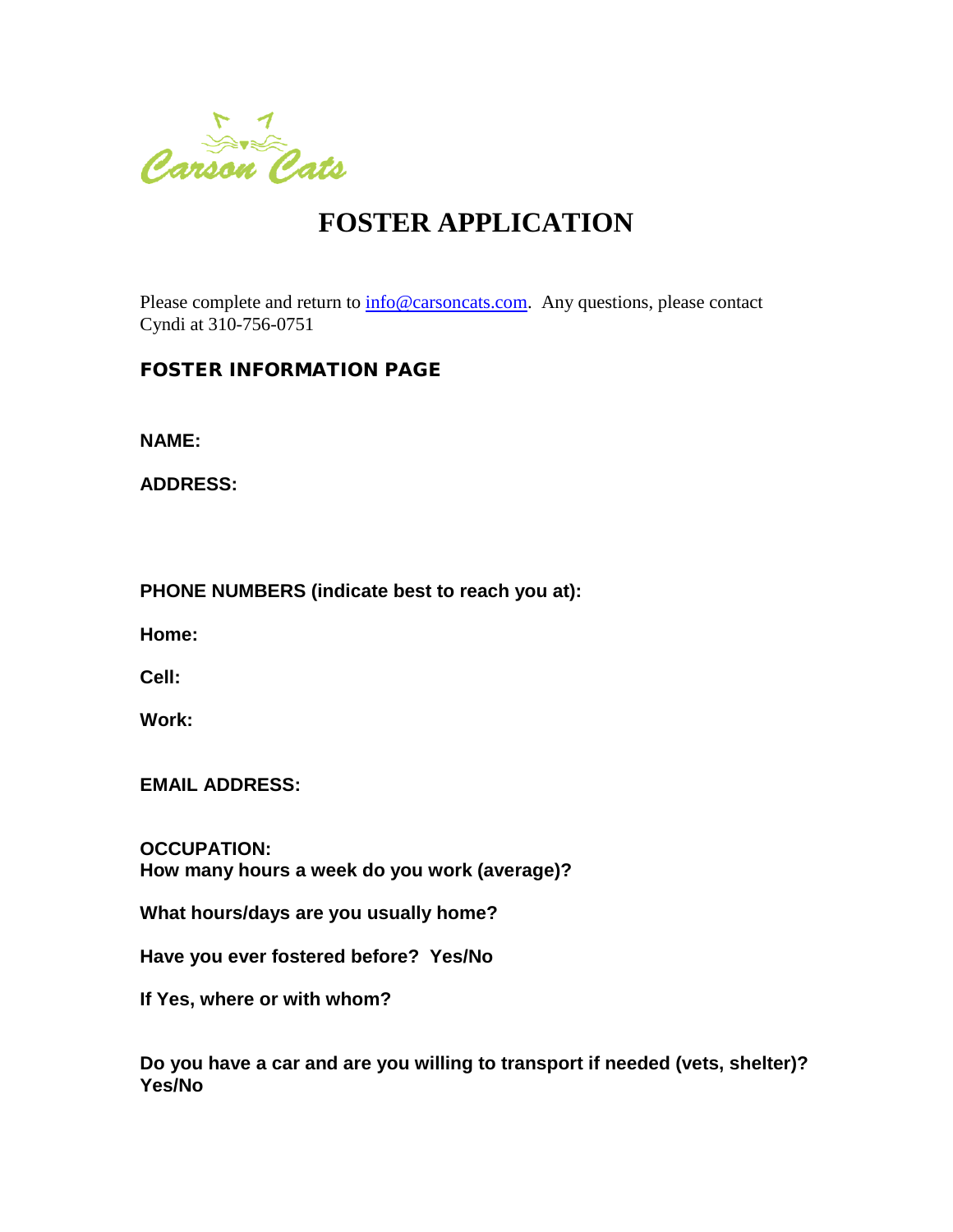Carson Cats

# FOSTER APPLICATION

Please complete and return to info@carsoncats.com. Any questions, please contact Cyndi at 310-756-0751

## FOSTER INFORMATION PAGE

**NAME:**

**ADDRESS:**

**PHONE NUMBERS (indicate best to reach you at):**

**Home:**

**Cell:**

**Work:**

**EMAIL ADDRESS:**

**OCCUPATION:**
**How many hours a week do you work (average)?**

**What hours/days are you usually home?**

**Have you ever fostered before? Yes/No**

**If Yes, where or with whom?**

**Do you have a car and are you willing to transport if needed (vets, shelter)? Yes/No**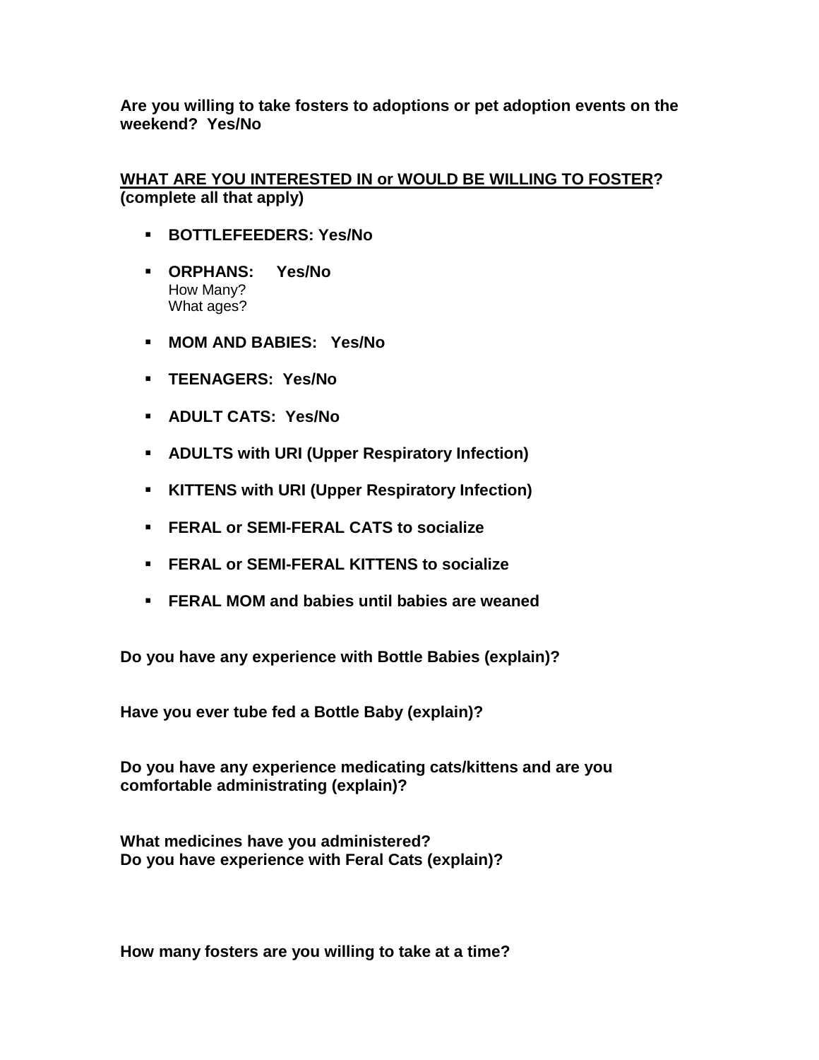**Are you willing to take fosters to adoptions or pet adoption events on the weekend? Yes/No**

**WHAT ARE YOU INTERESTED IN or WOULD BE WILLING TO FOSTER? (complete all that apply)**

- **BOTTLEFEEDERS: Yes/No**
- **ORPHANS: Yes/No**
  How Many?
  What ages?
- **MOM AND BABIES: Yes/No**
- **TEENAGERS: Yes/No**
- **ADULT CATS: Yes/No**
- **ADULTS with URI (Upper Respiratory Infection)**
- **KITTENS with URI (Upper Respiratory Infection)**
- **FERAL or SEMI-FERAL CATS to socialize**
- **FERAL or SEMI-FERAL KITTENS to socialize**
- **FERAL MOM and babies until babies are weaned**

**Do you have any experience with Bottle Babies (explain)?**

**Have you ever tube fed a Bottle Baby (explain)?**

**Do you have any experience medicating cats/kittens and are you comfortable administrating (explain)?**

**What medicines have you administered?**
**Do you have experience with Feral Cats (explain)?**

**How many fosters are you willing to take at a time?**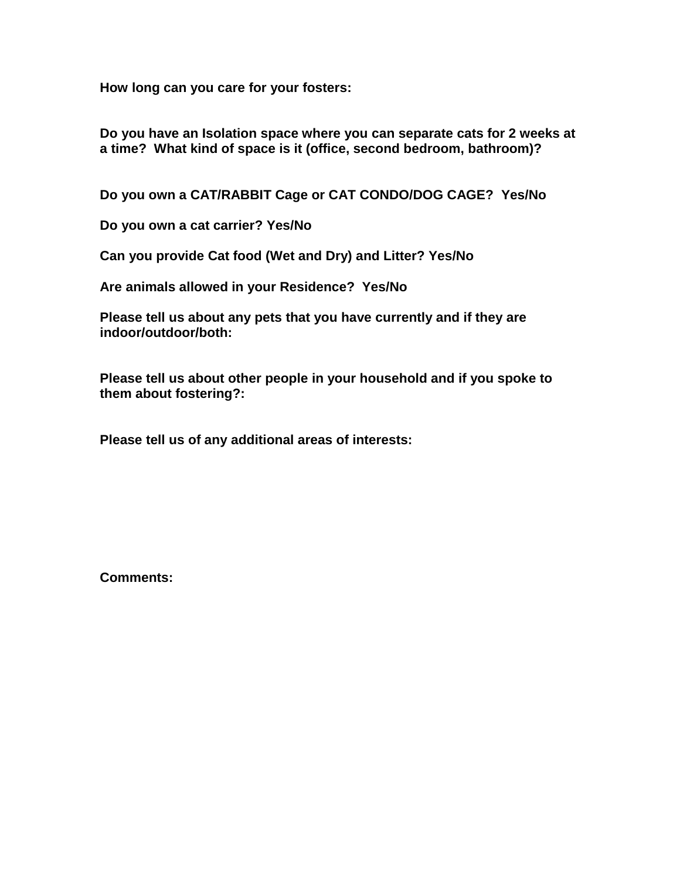**How long can you care for your fosters:**

**Do you have an Isolation space where you can separate cats for 2 weeks at a time? What kind of space is it (office, second bedroom, bathroom)?**

**Do you own a CAT/RABBIT Cage or CAT CONDO/DOG CAGE? Yes/No**

**Do you own a cat carrier? Yes/No**

**Can you provide Cat food (Wet and Dry) and Litter? Yes/No**

**Are animals allowed in your Residence? Yes/No**

**Please tell us about any pets that you have currently and if they are indoor/outdoor/both:**

**Please tell us about other people in your household and if you spoke to them about fostering?:**

**Please tell us of any additional areas of interests:**

**Comments:**